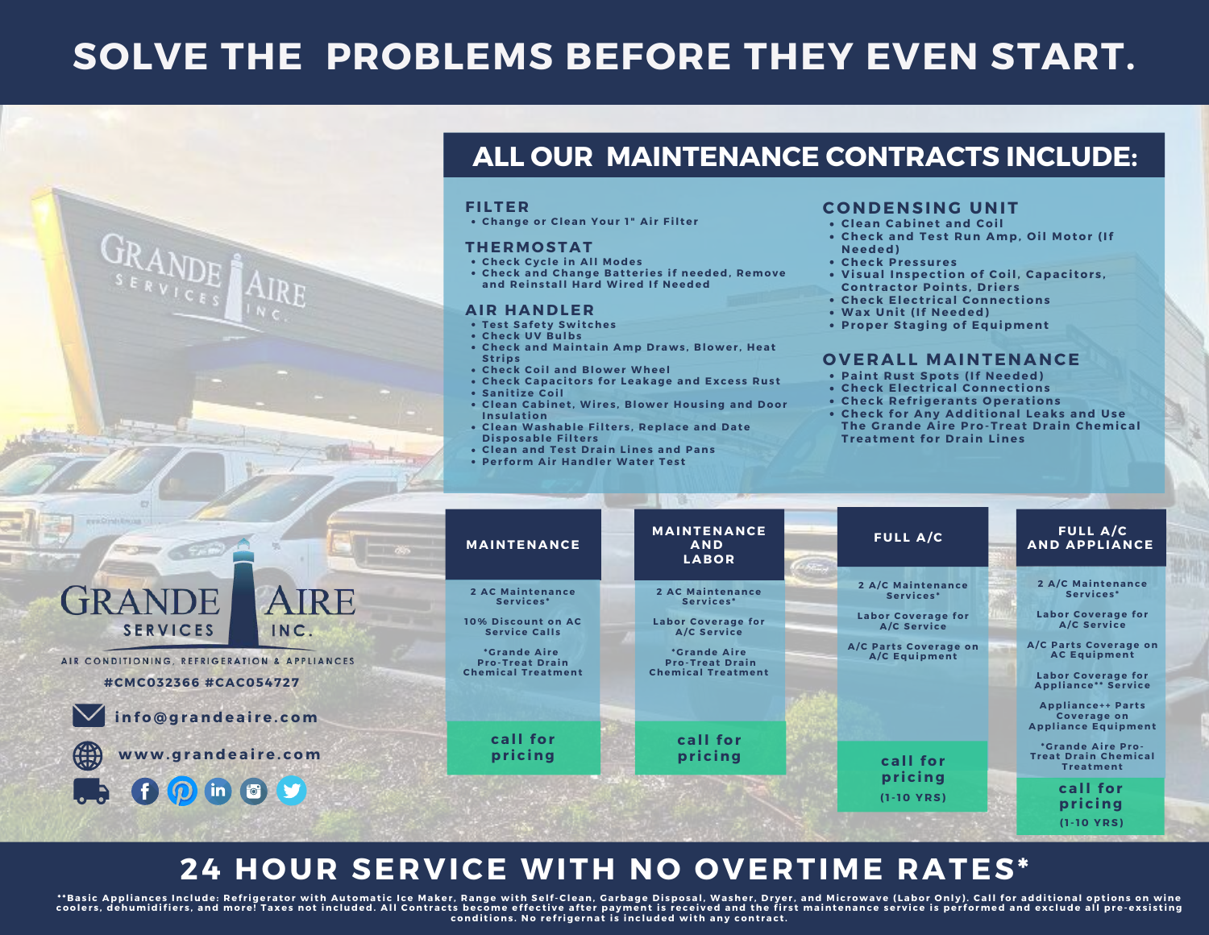# SOLVE THE PROBLEMS BEFORE THEY EVEN START.

## ALL OUR MAINTENANCE CONTRACTS INCLUDE:

### FILTER
- Change or Clean Your 1" Air Filter

### THERMOSTAT
- Check Cycle in All Modes
- Check and Change Batteries if needed, Remove and Reinstall Hard Wired If Needed

### AIR HANDLER
- Test Safety Switches
- Check UV Bulbs
- Check and Maintain Amp Draws, Blower, Heat Strips
- Check Coil and Blower Wheel
- Check Capacitors for Leakage and Excess Rust
- Sanitize Coil
- Clean Cabinet, Wires, Blower Housing and Door Insulation
- Clean Washable Filters, Replace and Date Disposable Filters
- Clean and Test Drain Lines and Pans
- Perform Air Handler Water Test

### CONDENSING UNIT
- Clean Cabinet and Coil
- Check and Test Run Amp, Oil Motor (If Needed)
- Check Pressures
- Visual Inspection of Coil, Capacitors, Contractor Points, Driers
- Check Electrical Connections
- Wax Unit (If Needed)
- Proper Staging of Equipment

### OVERALL MAINTENANCE
- Paint Rust Spots (If Needed)
- Check Electrical Connections
- Check Refrigerants Operations
- Check for Any Additional Leaks and Use The Grande Aire Pro-Treat Drain Chemical Treatment for Drain Lines

| MAINTENANCE | MAINTENANCE AND LABOR | FULL A/C | FULL A/C AND APPLIANCE |
|---|---|---|---|
| 2 AC Maintenance Services* | 2 AC Maintenance Services* | 2 A/C Maintenance Services* | 2 A/C Maintenance Services* |
| 10% Discount on AC Service Calls | Labor Coverage for A/C Service | Labor Coverage for A/C Service | Labor Coverage for A/C Service |
| *Grande Aire Pro-Treat Drain Chemical Treatment | *Grande Aire Pro-Treat Drain Chemical Treatment | A/C Parts Coverage on A/C Equipment | A/C Parts Coverage on AC Equipment |
| | | | Labor Coverage for Appliance** Service |
| | | | Appliance++ Parts Coverage on Appliance Equipment |
| | | | *Grande Aire Pro-Treat Drain Chemical Treatment |
| call for pricing | call for pricing | call for pricing (1-10 YRS) | call for pricing (1-10 YRS) |

**GRANDE AIRE SERVICES INC.**
AIR CONDITIONING, REFRIGERATION & APPLIANCES
#CMC032366 #CAC054727

info@grandeaire.com

www.grandeaire.com

## 24 HOUR SERVICE WITH NO OVERTIME RATES*

**Basic Appliances Include: Refrigerator with Automatic Ice Maker, Range with Self-Clean, Garbage Disposal, Washer, Dryer, and Microwave (Labor Only). Call for additional options on wine coolers, dehumidifiers, and more! Taxes not included. All Contracts become effective after payment is received and the first maintenance service is performed and exclude all pre-exsisting conditions. No refrigernat is included with any contract.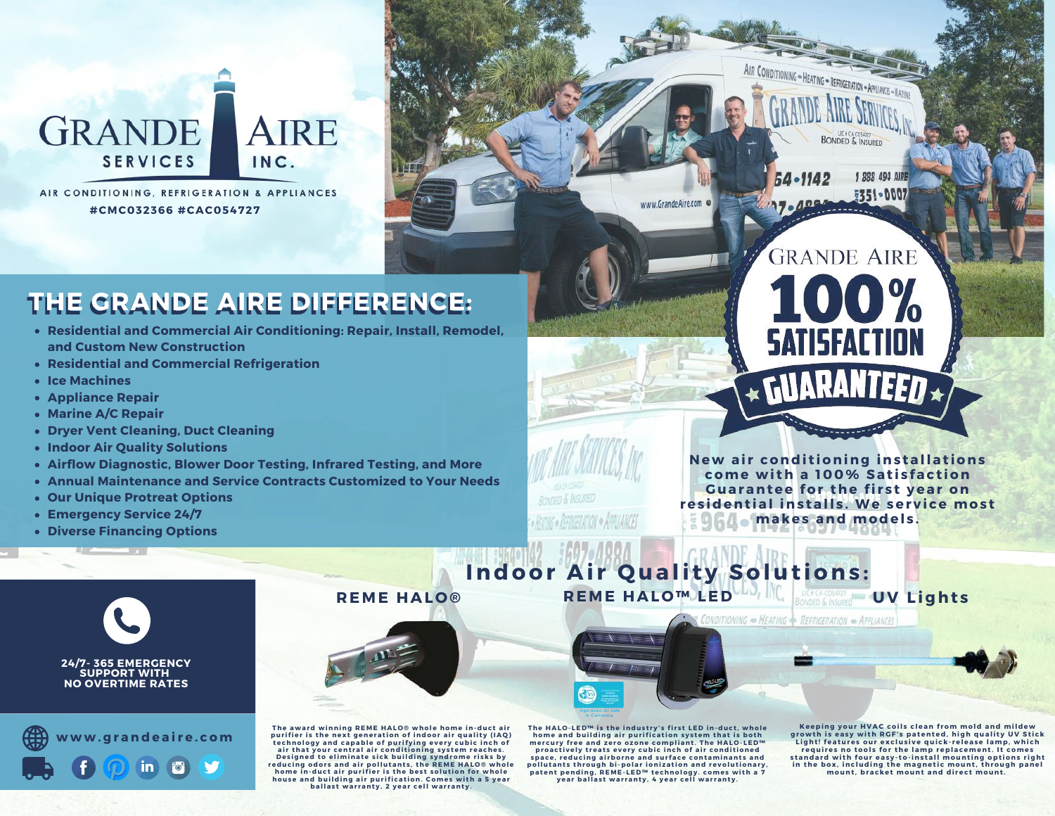# GRANDE AIRE SERVICES INC.

AIR CONDITIONING, REFRIGERATION & APPLIANCES

#CMC032366 #CAC054727

## THE GRANDE AIRE DIFFERENCE:

- Residential and Commercial Air Conditioning: Repair, Install, Remodel, and Custom New Construction
- Residential and Commercial Refrigeration
- Ice Machines
- Appliance Repair
- Marine A/C Repair
- Dryer Vent Cleaning, Duct Cleaning
- Indoor Air Quality Solutions
- Airflow Diagnostic, Blower Door Testing, Infrared Testing, and More
- Annual Maintenance and Service Contracts Customized to Your Needs
- Our Unique Protreat Options
- Emergency Service 24/7
- Diverse Financing Options

GRANDE AIRE 100% SATISFACTION GUARANTEED

New air conditioning installations come with a 100% Satisfaction Guarantee for the first year on residential installs. We service most makes and models.

24/7- 365 EMERGENCY SUPPORT WITH NO OVERTIME RATES

www.grandeaire.com

## Indoor Air Quality Solutions:

### REME HALO®

The award winning REME HALO® whole home in-duct air purifier is the next generation of indoor air quality (IAQ) technology and capable of purifying every cubic inch of air that your central air conditioning system reaches. Designed to eliminate sick building syndrome risks by reducing odors and air pollutants, the REME HALO® whole home in-duct air purifier is the best solution for whole house and building air purification. Comes with a 5 year ballast warranty, 2 year cell warranty.

### REME HALO™ LED

The HALO-LED™ is the industry's first LED in-duct, whole home and building air purification system that is both mercury free and zero ozone compliant. The HALO-LED™ proactively treats every cubic inch of air conditioned space, reducing airborne and surface contaminants and pollutants through bi-polar ionization and revolutionary, patent pending, REME-LED™ technology. comes with a 7 year ballast warranty, 4 year cell warranty.

### UV Lights

Keeping your HVAC coils clean from mold and mildew growth is easy with RGF's patented, high quality UV Stick Light! features our exclusive quick-release lamp, which requires no tools for the lamp replacement. It comes standard with four easy-to-install mounting options right in the box, including the magnetic mount, through panel mount, bracket mount and direct mount.